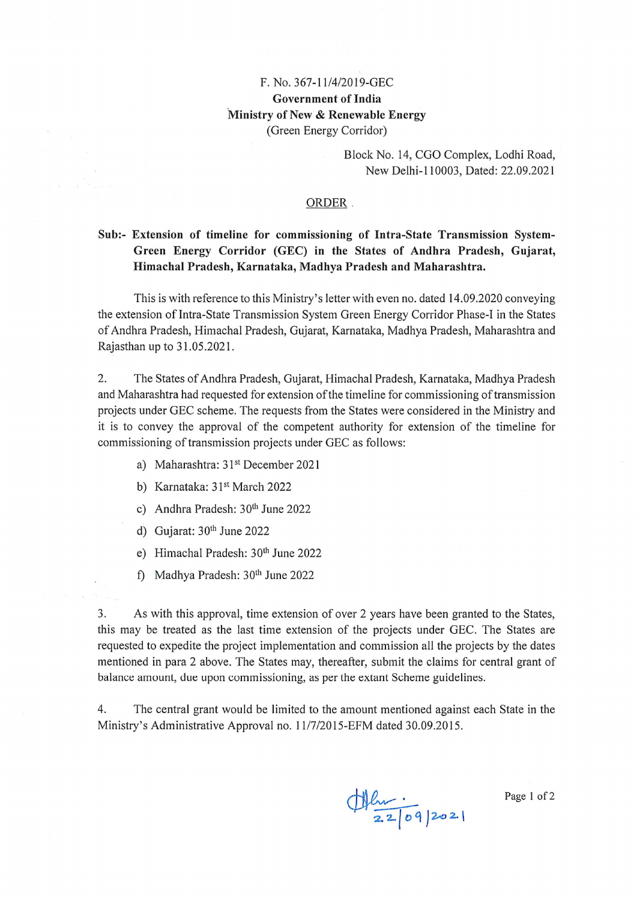F. No. 367-11/4/2019-GEC

**Government of India**

**Ministry of New & Renewable Energy**

(Green Energy Corridor)

Block No. 14, CGO Complex, Lodhi Road,
New Delhi-110003, Dated: 22.09.2021

## ORDER

**Sub:- Extension of timeline for commissioning of Intra-State Transmission System-Green Energy Corridor (GEC) in the States of Andhra Pradesh, Gujarat, Himachal Pradesh, Karnataka, Madhya Pradesh and Maharashtra.**

This is with reference to this Ministry's letter with even no. dated 14.09.2020 conveying the extension of Intra-State Transmission System Green Energy Corridor Phase-I in the States of Andhra Pradesh, Himachal Pradesh, Gujarat, Karnataka, Madhya Pradesh, Maharashtra and Rajasthan up to 31.05.2021.

2. The States of Andhra Pradesh, Gujarat, Himachal Pradesh, Karnataka, Madhya Pradesh and Maharashtra had requested for extension of the timeline for commissioning of transmission projects under GEC scheme. The requests from the States were considered in the Ministry and it is to convey the approval of the competent authority for extension of the timeline for commissioning of transmission projects under GEC as follows:

a) Maharashtra: 31st December 2021

b) Karnataka: 31st March 2022

c) Andhra Pradesh: 30th June 2022

d) Gujarat: 30th June 2022

e) Himachal Pradesh: 30th June 2022

f) Madhya Pradesh: 30th June 2022

3. As with this approval, time extension of over 2 years have been granted to the States, this may be treated as the last time extension of the projects under GEC. The States are requested to expedite the project implementation and commission all the projects by the dates mentioned in para 2 above. The States may, thereafter, submit the claims for central grant of balance amount, due upon commissioning, as per the extant Scheme guidelines.

4. The central grant would be limited to the amount mentioned against each State in the Ministry's Administrative Approval no. 11/7/2015-EFM dated 30.09.2015.

22/09/2021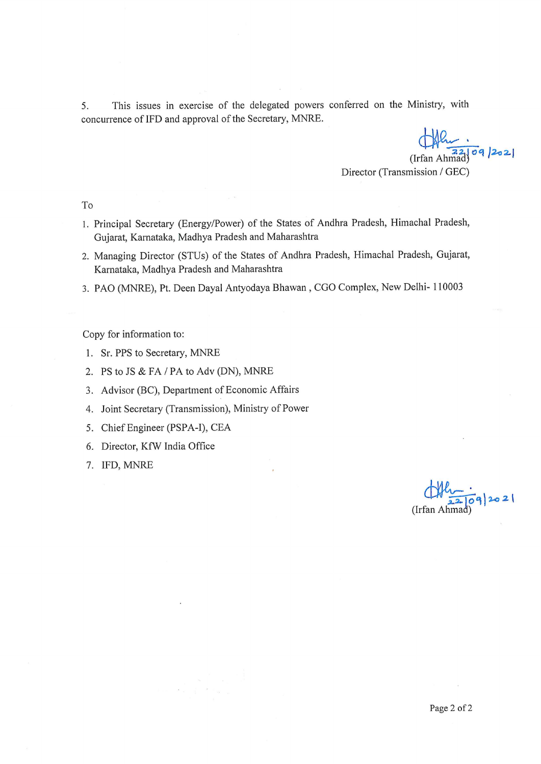5. This issues in exercise of the delegated powers conferred on the Ministry, with concurrence of IFD and approval of the Secretary, MNRE.

22/09/2021
(Irfan Ahmad)
Director (Transmission / GEC)

To

1. Principal Secretary (Energy/Power) of the States of Andhra Pradesh, Himachal Pradesh, Gujarat, Karnataka, Madhya Pradesh and Maharashtra
2. Managing Director (STUs) of the States of Andhra Pradesh, Himachal Pradesh, Gujarat, Karnataka, Madhya Pradesh and Maharashtra
3. PAO (MNRE), Pt. Deen Dayal Antyodaya Bhawan , CGO Complex, New Delhi- 110003

Copy for information to:

1. Sr. PPS to Secretary, MNRE
2. PS to JS & FA / PA to Adv (DN), MNRE
3. Advisor (BC), Department of Economic Affairs
4. Joint Secretary (Transmission), Ministry of Power
5. Chief Engineer (PSPA-I), CEA
6. Director, KfW India Office
7. IFD, MNRE

22/09/2021
(Irfan Ahmad)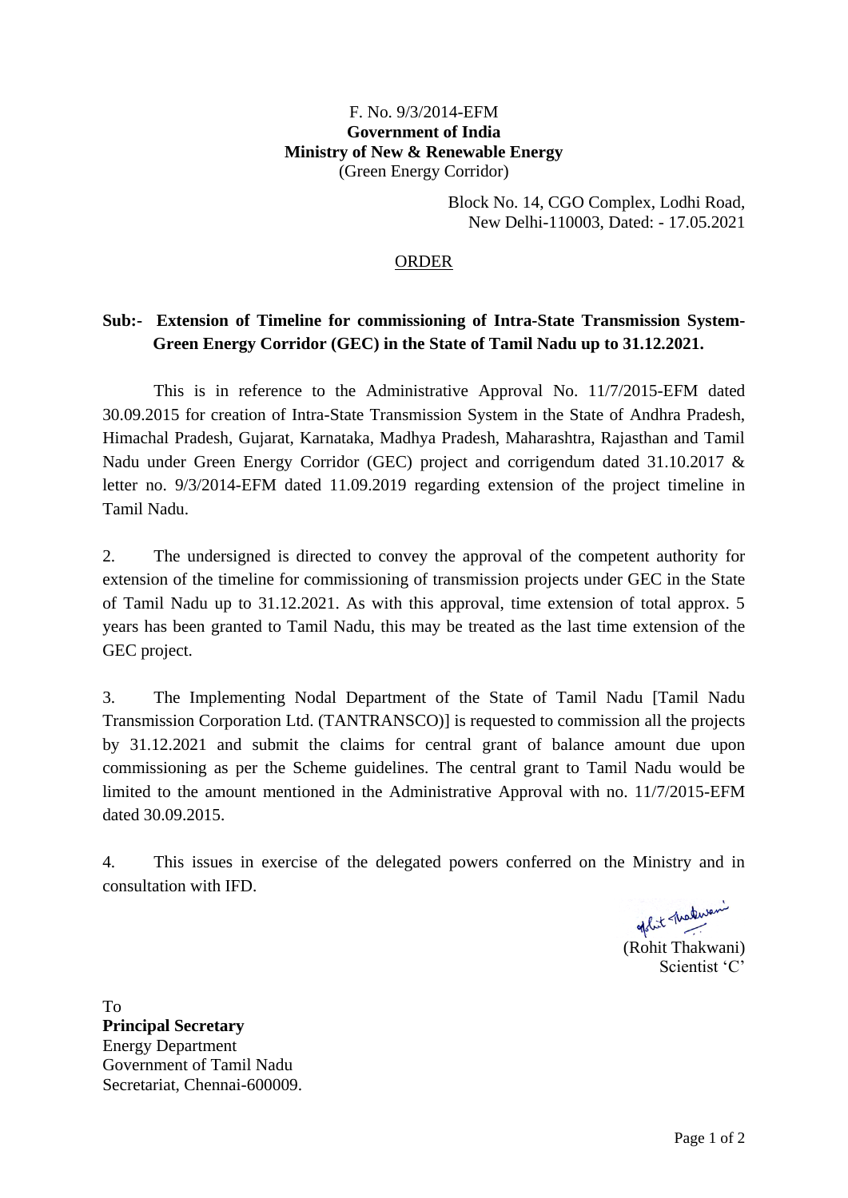F. No. 9/3/2014-EFM
**Government of India**
**Ministry of New & Renewable Energy**
(Green Energy Corridor)

Block No. 14, CGO Complex, Lodhi Road,
New Delhi-110003, Dated: - 17.05.2021

ORDER

**Sub:- Extension of Timeline for commissioning of Intra-State Transmission System-Green Energy Corridor (GEC) in the State of Tamil Nadu up to 31.12.2021.**

This is in reference to the Administrative Approval No. 11/7/2015-EFM dated 30.09.2015 for creation of Intra-State Transmission System in the State of Andhra Pradesh, Himachal Pradesh, Gujarat, Karnataka, Madhya Pradesh, Maharashtra, Rajasthan and Tamil Nadu under Green Energy Corridor (GEC) project and corrigendum dated 31.10.2017 & letter no. 9/3/2014-EFM dated 11.09.2019 regarding extension of the project timeline in Tamil Nadu.

2. The undersigned is directed to convey the approval of the competent authority for extension of the timeline for commissioning of transmission projects under GEC in the State of Tamil Nadu up to 31.12.2021. As with this approval, time extension of total approx. 5 years has been granted to Tamil Nadu, this may be treated as the last time extension of the GEC project.

3. The Implementing Nodal Department of the State of Tamil Nadu [Tamil Nadu Transmission Corporation Ltd. (TANTRANSCO)] is requested to commission all the projects by 31.12.2021 and submit the claims for central grant of balance amount due upon commissioning as per the Scheme guidelines. The central grant to Tamil Nadu would be limited to the amount mentioned in the Administrative Approval with no. 11/7/2015-EFM dated 30.09.2015.

4. This issues in exercise of the delegated powers conferred on the Ministry and in consultation with IFD.

(Rohit Thakwani)
Scientist 'C'

To
**Principal Secretary**
Energy Department
Government of Tamil Nadu
Secretariat, Chennai-600009.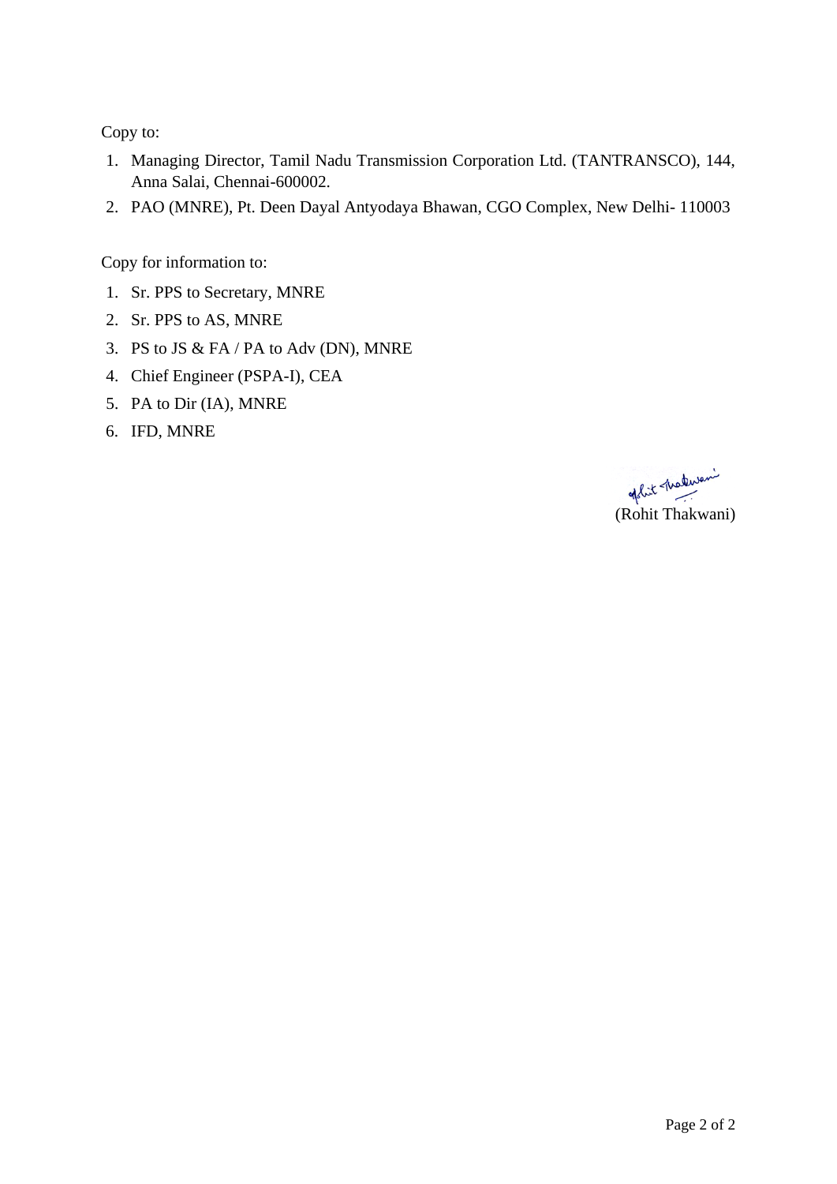Copy to:

1. Managing Director, Tamil Nadu Transmission Corporation Ltd. (TANTRANSCO), 144, Anna Salai, Chennai-600002.
2. PAO (MNRE), Pt. Deen Dayal Antyodaya Bhawan, CGO Complex, New Delhi- 110003

Copy for information to:

1. Sr. PPS to Secretary, MNRE
2. Sr. PPS to AS, MNRE
3. PS to JS & FA / PA to Adv (DN), MNRE
4. Chief Engineer (PSPA-I), CEA
5. PA to Dir (IA), MNRE
6. IFD, MNRE

(Rohit Thakwani)